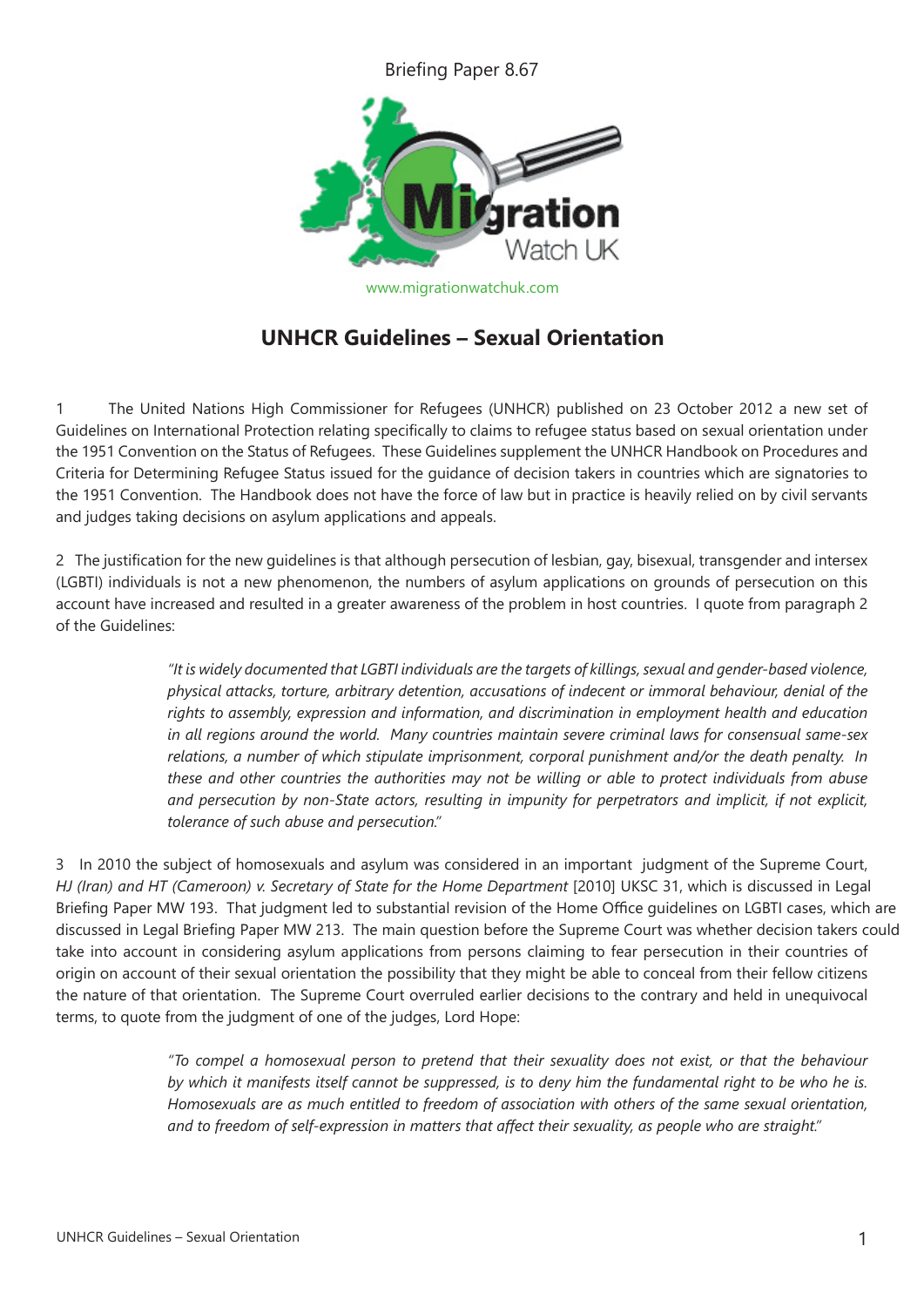Briefing Paper 8.67

www.migrationwatchuk.com

# UNHCR Guidelines – Sexual Orientation

1 The United Nations High Commissioner for Refugees (UNHCR) published on 23 October 2012 a new set of Guidelines on International Protection relating specifically to claims to refugee status based on sexual orientation under the 1951 Convention on the Status of Refugees. These Guidelines supplement the UNHCR Handbook on Procedures and Criteria for Determining Refugee Status issued for the guidance of decision takers in countries which are signatories to the 1951 Convention. The Handbook does not have the force of law but in practice is heavily relied on by civil servants and judges taking decisions on asylum applications and appeals.

2 The justification for the new guidelines is that although persecution of lesbian, gay, bisexual, transgender and intersex (LGBTI) individuals is not a new phenomenon, the numbers of asylum applications on grounds of persecution on this account have increased and resulted in a greater awareness of the problem in host countries. I quote from paragraph 2 of the Guidelines:

> *"It is widely documented that LGBTI individuals are the targets of killings, sexual and gender-based violence, physical attacks, torture, arbitrary detention, accusations of indecent or immoral behaviour, denial of the rights to assembly, expression and information, and discrimination in employment health and education in all regions around the world. Many countries maintain severe criminal laws for consensual same-sex relations, a number of which stipulate imprisonment, corporal punishment and/or the death penalty. In these and other countries the authorities may not be willing or able to protect individuals from abuse and persecution by non-State actors, resulting in impunity for perpetrators and implicit, if not explicit, tolerance of such abuse and persecution."*

3 In 2010 the subject of homosexuals and asylum was considered in an important judgment of the Supreme Court, *HJ (Iran) and HT (Cameroon) v. Secretary of State for the Home Department* [2010] UKSC 31, which is discussed in Legal Briefing Paper MW 193. That judgment led to substantial revision of the Home Office guidelines on LGBTI cases, which are discussed in Legal Briefing Paper MW 213. The main question before the Supreme Court was whether decision takers could take into account in considering asylum applications from persons claiming to fear persecution in their countries of origin on account of their sexual orientation the possibility that they might be able to conceal from their fellow citizens the nature of that orientation. The Supreme Court overruled earlier decisions to the contrary and held in unequivocal terms, to quote from the judgment of one of the judges, Lord Hope:

> *"To compel a homosexual person to pretend that their sexuality does not exist, or that the behaviour by which it manifests itself cannot be suppressed, is to deny him the fundamental right to be who he is. Homosexuals are as much entitled to freedom of association with others of the same sexual orientation, and to freedom of self-expression in matters that affect their sexuality, as people who are straight."*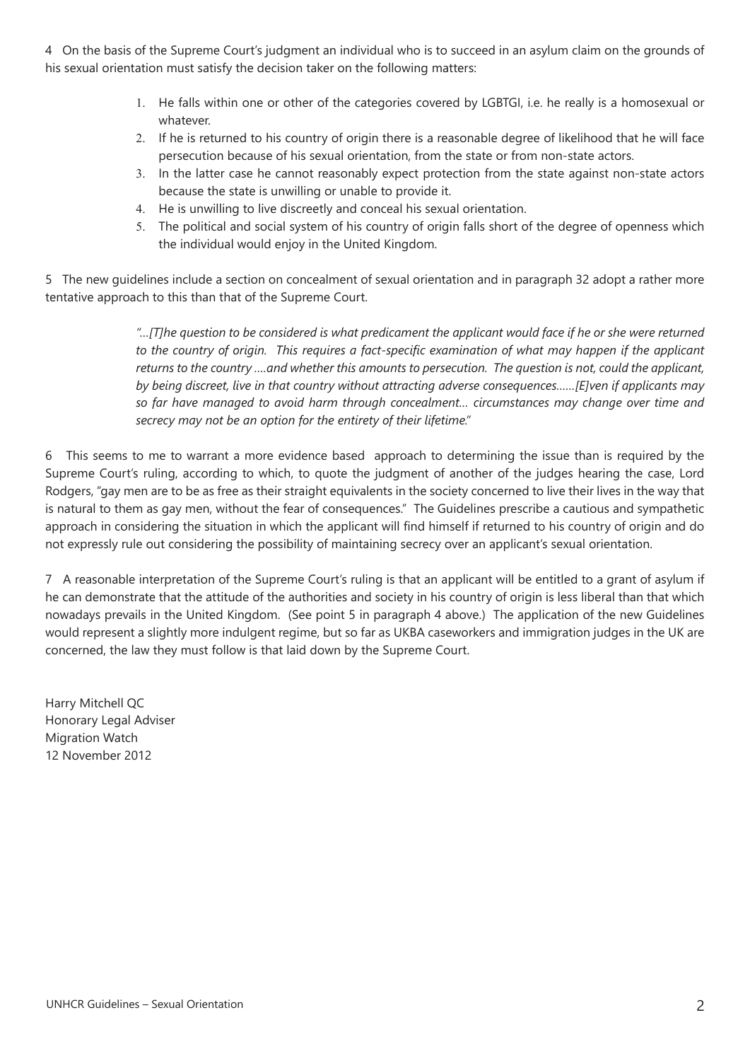4 On the basis of the Supreme Court's judgment an individual who is to succeed in an asylum claim on the grounds of his sexual orientation must satisfy the decision taker on the following matters:

1. He falls within one or other of the categories covered by LGBTGI, i.e. he really is a homosexual or whatever.
2. If he is returned to his country of origin there is a reasonable degree of likelihood that he will face persecution because of his sexual orientation, from the state or from non-state actors.
3. In the latter case he cannot reasonably expect protection from the state against non-state actors because the state is unwilling or unable to provide it.
4. He is unwilling to live discreetly and conceal his sexual orientation.
5. The political and social system of his country of origin falls short of the degree of openness which the individual would enjoy in the United Kingdom.

5 The new guidelines include a section on concealment of sexual orientation and in paragraph 32 adopt a rather more tentative approach to this than that of the Supreme Court.

> *"…[T]he question to be considered is what predicament the applicant would face if he or she were returned to the country of origin. This requires a fact-specific examination of what may happen if the applicant returns to the country ….and whether this amounts to persecution. The question is not, could the applicant, by being discreet, live in that country without attracting adverse consequences……[E]ven if applicants may so far have managed to avoid harm through concealment… circumstances may change over time and secrecy may not be an option for the entirety of their lifetime."*

6 This seems to me to warrant a more evidence based approach to determining the issue than is required by the Supreme Court's ruling, according to which, to quote the judgment of another of the judges hearing the case, Lord Rodgers, "gay men are to be as free as their straight equivalents in the society concerned to live their lives in the way that is natural to them as gay men, without the fear of consequences." The Guidelines prescribe a cautious and sympathetic approach in considering the situation in which the applicant will find himself if returned to his country of origin and do not expressly rule out considering the possibility of maintaining secrecy over an applicant's sexual orientation.

7 A reasonable interpretation of the Supreme Court's ruling is that an applicant will be entitled to a grant of asylum if he can demonstrate that the attitude of the authorities and society in his country of origin is less liberal than that which nowadays prevails in the United Kingdom. (See point 5 in paragraph 4 above.) The application of the new Guidelines would represent a slightly more indulgent regime, but so far as UKBA caseworkers and immigration judges in the UK are concerned, the law they must follow is that laid down by the Supreme Court.

Harry Mitchell QC
Honorary Legal Adviser
Migration Watch
12 November 2012